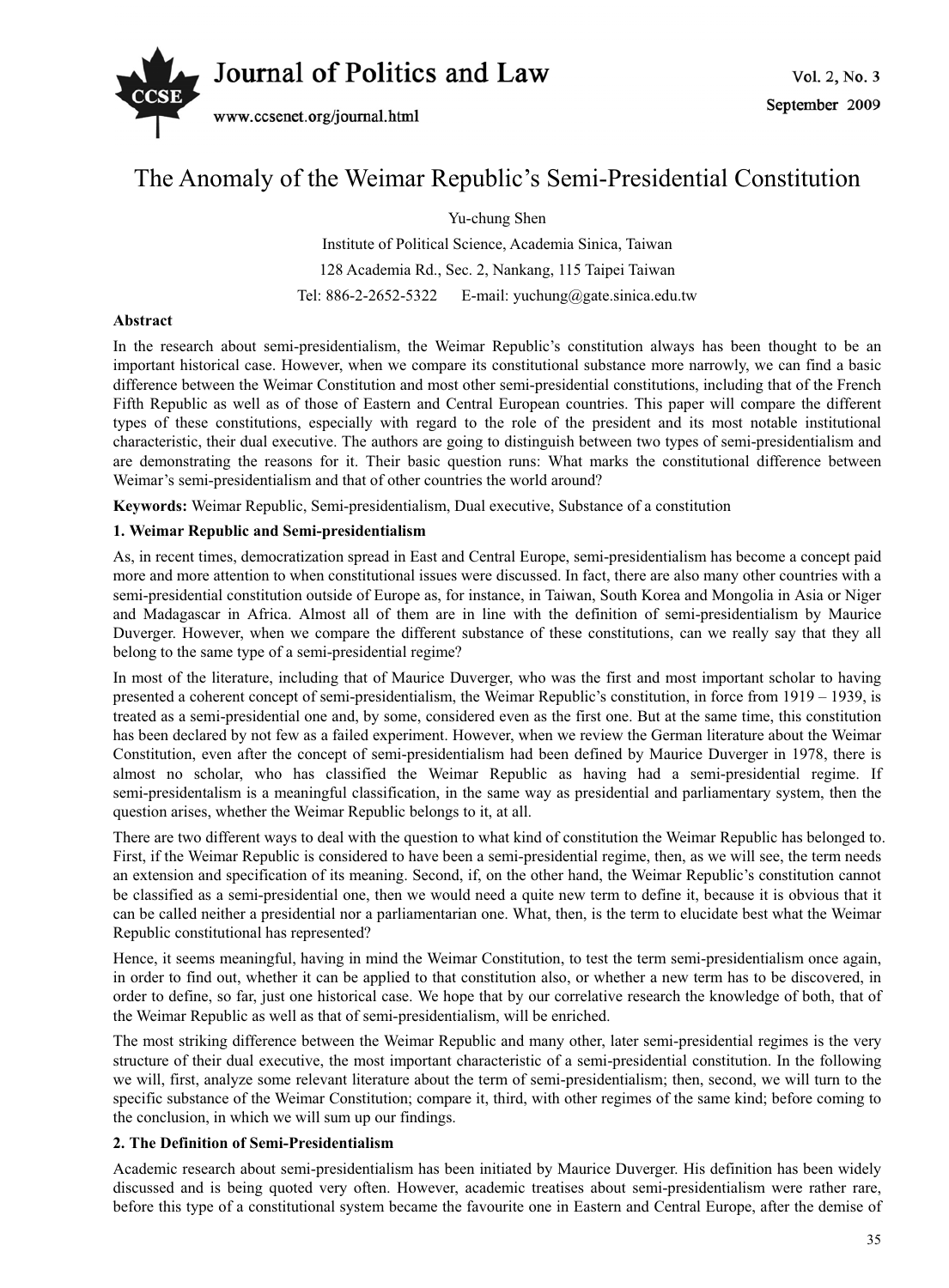# The Anomaly of the Weimar Republic's Semi-Presidential Constitution

Yu-chung Shen

Institute of Political Science, Academia Sinica, Taiwan

128 Academia Rd., Sec. 2, Nankang, 115 Taipei Taiwan

Tel: 886-2-2652-5322 E-mail: yuchung@gate.sinica.edu.tw

**Abstract**

In the research about semi-presidentialism, the Weimar Republic's constitution always has been thought to be an important historical case. However, when we compare its constitutional substance more narrowly, we can find a basic difference between the Weimar Constitution and most other semi-presidential constitutions, including that of the French Fifth Republic as well as of those of Eastern and Central European countries. This paper will compare the different types of these constitutions, especially with regard to the role of the president and its most notable institutional characteristic, their dual executive. The authors are going to distinguish between two types of semi-presidentialism and are demonstrating the reasons for it. Their basic question runs: What marks the constitutional difference between Weimar's semi-presidentialism and that of other countries the world around?

**Keywords:** Weimar Republic, Semi-presidentialism, Dual executive, Substance of a constitution

## 1. Weimar Republic and Semi-presidentialism

As, in recent times, democratization spread in East and Central Europe, semi-presidentialism has become a concept paid more and more attention to when constitutional issues were discussed. In fact, there are also many other countries with a semi-presidential constitution outside of Europe as, for instance, in Taiwan, South Korea and Mongolia in Asia or Niger and Madagascar in Africa. Almost all of them are in line with the definition of semi-presidentialism by Maurice Duverger. However, when we compare the different substance of these constitutions, can we really say that they all belong to the same type of a semi-presidential regime?

In most of the literature, including that of Maurice Duverger, who was the first and most important scholar to having presented a coherent concept of semi-presidentialism, the Weimar Republic's constitution, in force from 1919 – 1939, is treated as a semi-presidential one and, by some, considered even as the first one. But at the same time, this constitution has been declared by not few as a failed experiment. However, when we review the German literature about the Weimar Constitution, even after the concept of semi-presidentialism had been defined by Maurice Duverger in 1978, there is almost no scholar, who has classified the Weimar Republic as having had a semi-presidential regime. If semi-presidentalism is a meaningful classification, in the same way as presidential and parliamentary system, then the question arises, whether the Weimar Republic belongs to it, at all.

There are two different ways to deal with the question to what kind of constitution the Weimar Republic has belonged to. First, if the Weimar Republic is considered to have been a semi-presidential regime, then, as we will see, the term needs an extension and specification of its meaning. Second, if, on the other hand, the Weimar Republic's constitution cannot be classified as a semi-presidential one, then we would need a quite new term to define it, because it is obvious that it can be called neither a presidential nor a parliamentarian one. What, then, is the term to elucidate best what the Weimar Republic constitutional has represented?

Hence, it seems meaningful, having in mind the Weimar Constitution, to test the term semi-presidentialism once again, in order to find out, whether it can be applied to that constitution also, or whether a new term has to be discovered, in order to define, so far, just one historical case. We hope that by our correlative research the knowledge of both, that of the Weimar Republic as well as that of semi-presidentialism, will be enriched.

The most striking difference between the Weimar Republic and many other, later semi-presidential regimes is the very structure of their dual executive, the most important characteristic of a semi-presidential constitution. In the following we will, first, analyze some relevant literature about the term of semi-presidentialism; then, second, we will turn to the specific substance of the Weimar Constitution; compare it, third, with other regimes of the same kind; before coming to the conclusion, in which we will sum up our findings.

## 2. The Definition of Semi-Presidentialism

Academic research about semi-presidentialism has been initiated by Maurice Duverger. His definition has been widely discussed and is being quoted very often. However, academic treatises about semi-presidentialism were rather rare, before this type of a constitutional system became the favourite one in Eastern and Central Europe, after the demise of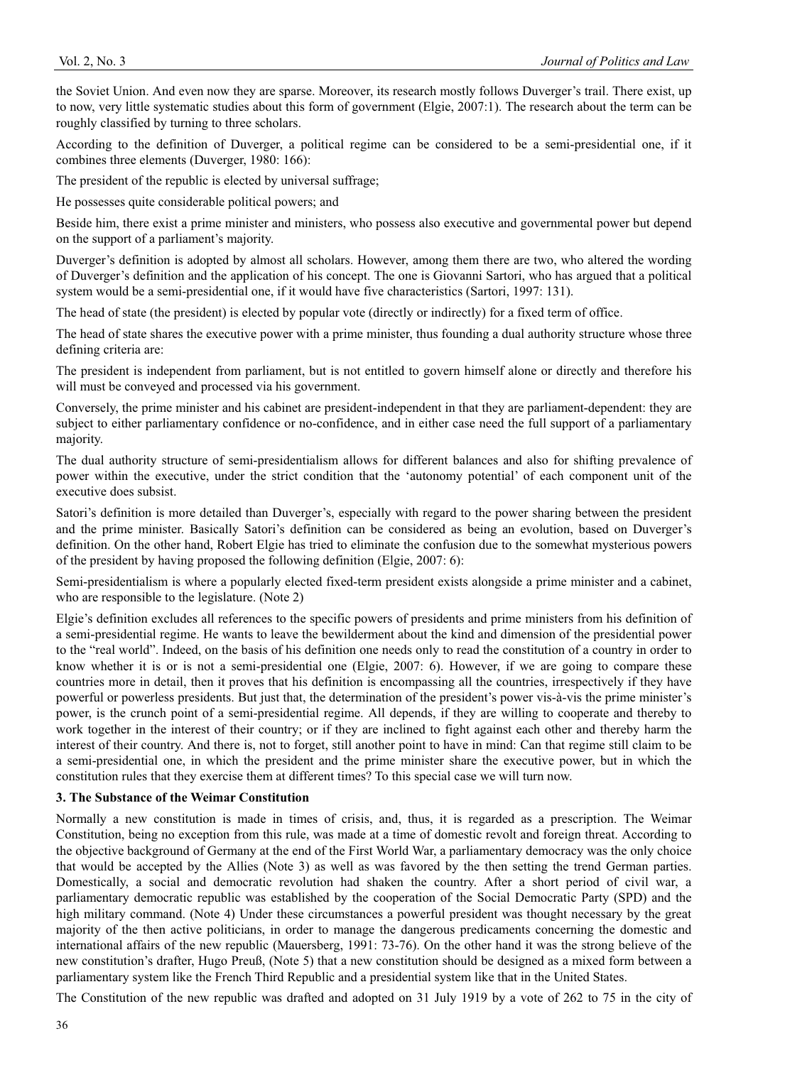the Soviet Union. And even now they are sparse. Moreover, its research mostly follows Duverger's trail. There exist, up to now, very little systematic studies about this form of government (Elgie, 2007:1). The research about the term can be roughly classified by turning to three scholars.

According to the definition of Duverger, a political regime can be considered to be a semi-presidential one, if it combines three elements (Duverger, 1980: 166):

The president of the republic is elected by universal suffrage;

He possesses quite considerable political powers; and

Beside him, there exist a prime minister and ministers, who possess also executive and governmental power but depend on the support of a parliament's majority.

Duverger's definition is adopted by almost all scholars. However, among them there are two, who altered the wording of Duverger's definition and the application of his concept. The one is Giovanni Sartori, who has argued that a political system would be a semi-presidential one, if it would have five characteristics (Sartori, 1997: 131).

The head of state (the president) is elected by popular vote (directly or indirectly) for a fixed term of office.

The head of state shares the executive power with a prime minister, thus founding a dual authority structure whose three defining criteria are:

The president is independent from parliament, but is not entitled to govern himself alone or directly and therefore his will must be conveyed and processed via his government.

Conversely, the prime minister and his cabinet are president-independent in that they are parliament-dependent: they are subject to either parliamentary confidence or no-confidence, and in either case need the full support of a parliamentary majority.

The dual authority structure of semi-presidentialism allows for different balances and also for shifting prevalence of power within the executive, under the strict condition that the 'autonomy potential' of each component unit of the executive does subsist.

Satori's definition is more detailed than Duverger's, especially with regard to the power sharing between the president and the prime minister. Basically Satori's definition can be considered as being an evolution, based on Duverger's definition. On the other hand, Robert Elgie has tried to eliminate the confusion due to the somewhat mysterious powers of the president by having proposed the following definition (Elgie, 2007: 6):

Semi-presidentialism is where a popularly elected fixed-term president exists alongside a prime minister and a cabinet, who are responsible to the legislature. (Note 2)

Elgie's definition excludes all references to the specific powers of presidents and prime ministers from his definition of a semi-presidential regime. He wants to leave the bewilderment about the kind and dimension of the presidential power to the "real world". Indeed, on the basis of his definition one needs only to read the constitution of a country in order to know whether it is or is not a semi-presidential one (Elgie, 2007: 6). However, if we are going to compare these countries more in detail, then it proves that his definition is encompassing all the countries, irrespectively if they have powerful or powerless presidents. But just that, the determination of the president's power vis-à-vis the prime minister's power, is the crunch point of a semi-presidential regime. All depends, if they are willing to cooperate and thereby to work together in the interest of their country; or if they are inclined to fight against each other and thereby harm the interest of their country. And there is, not to forget, still another point to have in mind: Can that regime still claim to be a semi-presidential one, in which the president and the prime minister share the executive power, but in which the constitution rules that they exercise them at different times? To this special case we will turn now.

## 3. The Substance of the Weimar Constitution

Normally a new constitution is made in times of crisis, and, thus, it is regarded as a prescription. The Weimar Constitution, being no exception from this rule, was made at a time of domestic revolt and foreign threat. According to the objective background of Germany at the end of the First World War, a parliamentary democracy was the only choice that would be accepted by the Allies (Note 3) as well as was favored by the then setting the trend German parties. Domestically, a social and democratic revolution had shaken the country. After a short period of civil war, a parliamentary democratic republic was established by the cooperation of the Social Democratic Party (SPD) and the high military command. (Note 4) Under these circumstances a powerful president was thought necessary by the great majority of the then active politicians, in order to manage the dangerous predicaments concerning the domestic and international affairs of the new republic (Mauersberg, 1991: 73-76). On the other hand it was the strong believe of the new constitution's drafter, Hugo Preuß, (Note 5) that a new constitution should be designed as a mixed form between a parliamentary system like the French Third Republic and a presidential system like that in the United States.

The Constitution of the new republic was drafted and adopted on 31 July 1919 by a vote of 262 to 75 in the city of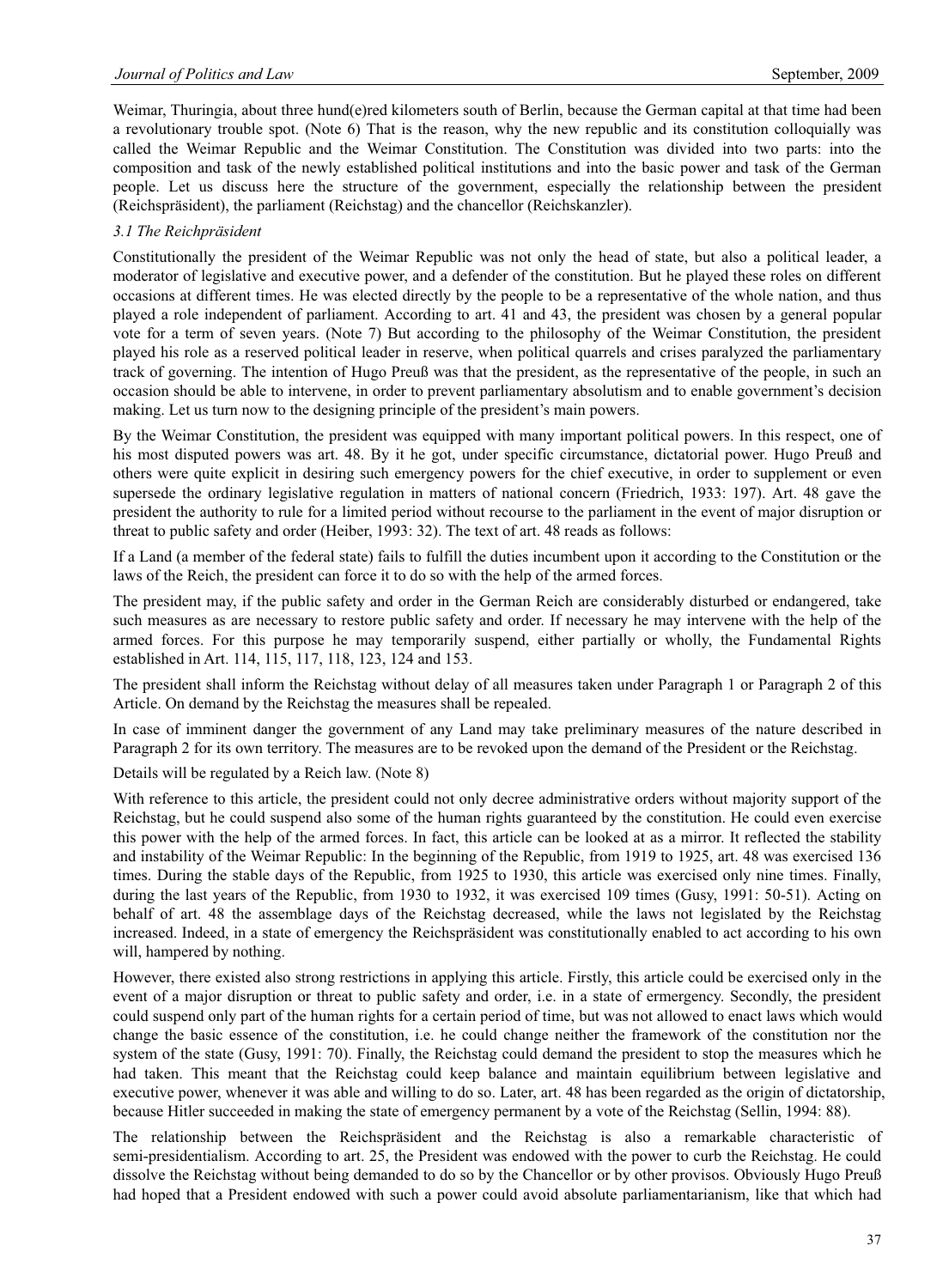Weimar, Thuringia, about three hund(e)red kilometers south of Berlin, because the German capital at that time had been a revolutionary trouble spot. (Note 6) That is the reason, why the new republic and its constitution colloquially was called the Weimar Republic and the Weimar Constitution. The Constitution was divided into two parts: into the composition and task of the newly established political institutions and into the basic power and task of the German people. Let us discuss here the structure of the government, especially the relationship between the president (Reichspräsident), the parliament (Reichstag) and the chancellor (Reichskanzler).

### *3.1 The Reichpräsident*

Constitutionally the president of the Weimar Republic was not only the head of state, but also a political leader, a moderator of legislative and executive power, and a defender of the constitution. But he played these roles on different occasions at different times. He was elected directly by the people to be a representative of the whole nation, and thus played a role independent of parliament. According to art. 41 and 43, the president was chosen by a general popular vote for a term of seven years. (Note 7) But according to the philosophy of the Weimar Constitution, the president played his role as a reserved political leader in reserve, when political quarrels and crises paralyzed the parliamentary track of governing. The intention of Hugo Preuß was that the president, as the representative of the people, in such an occasion should be able to intervene, in order to prevent parliamentary absolutism and to enable government's decision making. Let us turn now to the designing principle of the president's main powers.

By the Weimar Constitution, the president was equipped with many important political powers. In this respect, one of his most disputed powers was art. 48. By it he got, under specific circumstance, dictatorial power. Hugo Preuß and others were quite explicit in desiring such emergency powers for the chief executive, in order to supplement or even supersede the ordinary legislative regulation in matters of national concern (Friedrich, 1933: 197). Art. 48 gave the president the authority to rule for a limited period without recourse to the parliament in the event of major disruption or threat to public safety and order (Heiber, 1993: 32). The text of art. 48 reads as follows:

If a Land (a member of the federal state) fails to fulfill the duties incumbent upon it according to the Constitution or the laws of the Reich, the president can force it to do so with the help of the armed forces.

The president may, if the public safety and order in the German Reich are considerably disturbed or endangered, take such measures as are necessary to restore public safety and order. If necessary he may intervene with the help of the armed forces. For this purpose he may temporarily suspend, either partially or wholly, the Fundamental Rights established in Art. 114, 115, 117, 118, 123, 124 and 153.

The president shall inform the Reichstag without delay of all measures taken under Paragraph 1 or Paragraph 2 of this Article. On demand by the Reichstag the measures shall be repealed.

In case of imminent danger the government of any Land may take preliminary measures of the nature described in Paragraph 2 for its own territory. The measures are to be revoked upon the demand of the President or the Reichstag.

Details will be regulated by a Reich law. (Note 8)

With reference to this article, the president could not only decree administrative orders without majority support of the Reichstag, but he could suspend also some of the human rights guaranteed by the constitution. He could even exercise this power with the help of the armed forces. In fact, this article can be looked at as a mirror. It reflected the stability and instability of the Weimar Republic: In the beginning of the Republic, from 1919 to 1925, art. 48 was exercised 136 times. During the stable days of the Republic, from 1925 to 1930, this article was exercised only nine times. Finally, during the last years of the Republic, from 1930 to 1932, it was exercised 109 times (Gusy, 1991: 50-51). Acting on behalf of art. 48 the assemblage days of the Reichstag decreased, while the laws not legislated by the Reichstag increased. Indeed, in a state of emergency the Reichspräsident was constitutionally enabled to act according to his own will, hampered by nothing.

However, there existed also strong restrictions in applying this article. Firstly, this article could be exercised only in the event of a major disruption or threat to public safety and order, i.e. in a state of ermergency. Secondly, the president could suspend only part of the human rights for a certain period of time, but was not allowed to enact laws which would change the basic essence of the constitution, i.e. he could change neither the framework of the constitution nor the system of the state (Gusy, 1991: 70). Finally, the Reichstag could demand the president to stop the measures which he had taken. This meant that the Reichstag could keep balance and maintain equilibrium between legislative and executive power, whenever it was able and willing to do so. Later, art. 48 has been regarded as the origin of dictatorship, because Hitler succeeded in making the state of emergency permanent by a vote of the Reichstag (Sellin, 1994: 88).

The relationship between the Reichspräsident and the Reichstag is also a remarkable characteristic of semi-presidentialism. According to art. 25, the President was endowed with the power to curb the Reichstag. He could dissolve the Reichstag without being demanded to do so by the Chancellor or by other provisos. Obviously Hugo Preuß had hoped that a President endowed with such a power could avoid absolute parliamentarianism, like that which had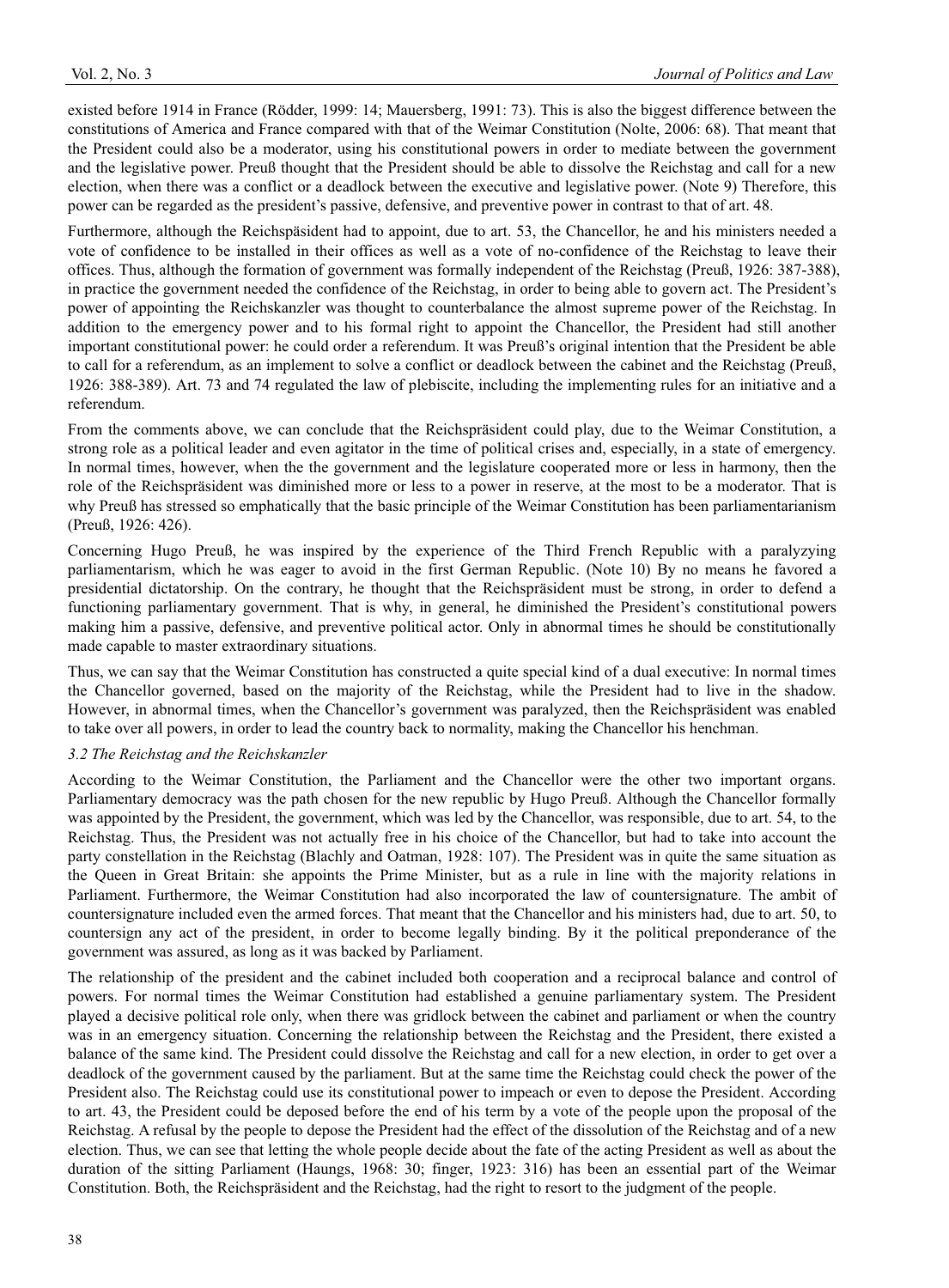existed before 1914 in France (Rödder, 1999: 14; Mauersberg, 1991: 73). This is also the biggest difference between the constitutions of America and France compared with that of the Weimar Constitution (Nolte, 2006: 68). That meant that the President could also be a moderator, using his constitutional powers in order to mediate between the government and the legislative power. Preuß thought that the President should be able to dissolve the Reichstag and call for a new election, when there was a conflict or a deadlock between the executive and legislative power. (Note 9) Therefore, this power can be regarded as the president's passive, defensive, and preventive power in contrast to that of art. 48.

Furthermore, although the Reichspäsident had to appoint, due to art. 53, the Chancellor, he and his ministers needed a vote of confidence to be installed in their offices as well as a vote of no-confidence of the Reichstag to leave their offices. Thus, although the formation of government was formally independent of the Reichstag (Preuß, 1926: 387-388), in practice the government needed the confidence of the Reichstag, in order to being able to govern act. The President's power of appointing the Reichskanzler was thought to counterbalance the almost supreme power of the Reichstag. In addition to the emergency power and to his formal right to appoint the Chancellor, the President had still another important constitutional power: he could order a referendum. It was Preuß's original intention that the President be able to call for a referendum, as an implement to solve a conflict or deadlock between the cabinet and the Reichstag (Preuß, 1926: 388-389). Art. 73 and 74 regulated the law of plebiscite, including the implementing rules for an initiative and a referendum.

From the comments above, we can conclude that the Reichspräsident could play, due to the Weimar Constitution, a strong role as a political leader and even agitator in the time of political crises and, especially, in a state of emergency. In normal times, however, when the the government and the legislature cooperated more or less in harmony, then the role of the Reichspräsident was diminished more or less to a power in reserve, at the most to be a moderator. That is why Preuß has stressed so emphatically that the basic principle of the Weimar Constitution has been parliamentarianism (Preuß, 1926: 426).

Concerning Hugo Preuß, he was inspired by the experience of the Third French Republic with a paralyzying parliamentarism, which he was eager to avoid in the first German Republic. (Note 10) By no means he favored a presidential dictatorship. On the contrary, he thought that the Reichspräsident must be strong, in order to defend a functioning parliamentary government. That is why, in general, he diminished the President's constitutional powers making him a passive, defensive, and preventive political actor. Only in abnormal times he should be constitutionally made capable to master extraordinary situations.

Thus, we can say that the Weimar Constitution has constructed a quite special kind of a dual executive: In normal times the Chancellor governed, based on the majority of the Reichstag, while the President had to live in the shadow. However, in abnormal times, when the Chancellor's government was paralyzed, then the Reichspräsident was enabled to take over all powers, in order to lead the country back to normality, making the Chancellor his henchman.

### 3.2 The Reichstag and the Reichskanzler

According to the Weimar Constitution, the Parliament and the Chancellor were the other two important organs. Parliamentary democracy was the path chosen for the new republic by Hugo Preuß. Although the Chancellor formally was appointed by the President, the government, which was led by the Chancellor, was responsible, due to art. 54, to the Reichstag. Thus, the President was not actually free in his choice of the Chancellor, but had to take into account the party constellation in the Reichstag (Blachly and Oatman, 1928: 107). The President was in quite the same situation as the Queen in Great Britain: she appoints the Prime Minister, but as a rule in line with the majority relations in Parliament. Furthermore, the Weimar Constitution had also incorporated the law of countersignature. The ambit of countersignature included even the armed forces. That meant that the Chancellor and his ministers had, due to art. 50, to countersign any act of the president, in order to become legally binding. By it the political preponderance of the government was assured, as long as it was backed by Parliament.

The relationship of the president and the cabinet included both cooperation and a reciprocal balance and control of powers. For normal times the Weimar Constitution had established a genuine parliamentary system. The President played a decisive political role only, when there was gridlock between the cabinet and parliament or when the country was in an emergency situation. Concerning the relationship between the Reichstag and the President, there existed a balance of the same kind. The President could dissolve the Reichstag and call for a new election, in order to get over a deadlock of the government caused by the parliament. But at the same time the Reichstag could check the power of the President also. The Reichstag could use its constitutional power to impeach or even to depose the President. According to art. 43, the President could be deposed before the end of his term by a vote of the people upon the proposal of the Reichstag. A refusal by the people to depose the President had the effect of the dissolution of the Reichstag and of a new election. Thus, we can see that letting the whole people decide about the fate of the acting President as well as about the duration of the sitting Parliament (Haungs, 1968: 30; finger, 1923: 316) has been an essential part of the Weimar Constitution. Both, the Reichspräsident and the Reichstag, had the right to resort to the judgment of the people.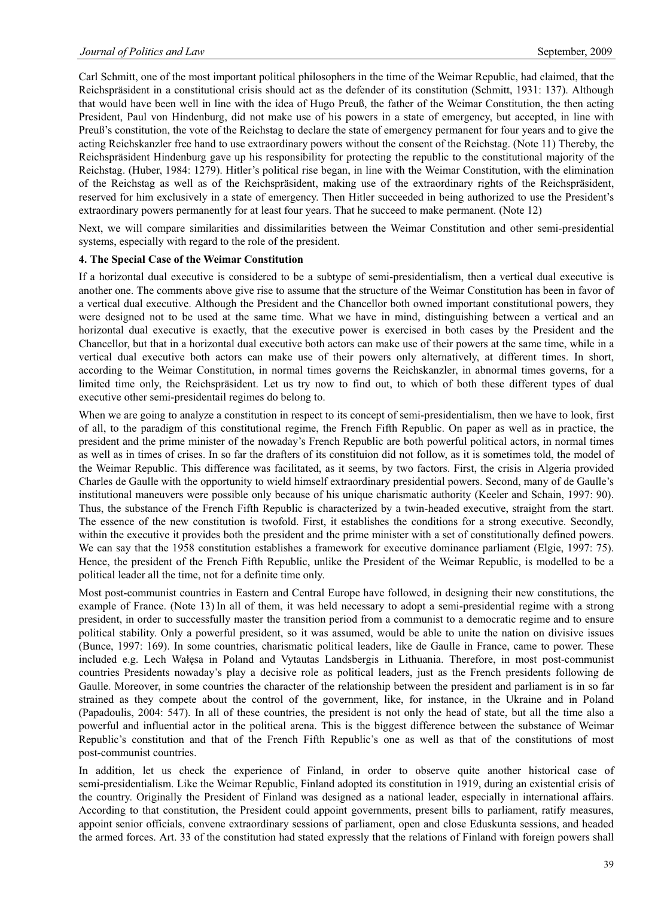Carl Schmitt, one of the most important political philosophers in the time of the Weimar Republic, had claimed, that the Reichspräsident in a constitutional crisis should act as the defender of its constitution (Schmitt, 1931: 137). Although that would have been well in line with the idea of Hugo Preuß, the father of the Weimar Constitution, the then acting President, Paul von Hindenburg, did not make use of his powers in a state of emergency, but accepted, in line with Preuß's constitution, the vote of the Reichstag to declare the state of emergency permanent for four years and to give the acting Reichskanzler free hand to use extraordinary powers without the consent of the Reichstag. (Note 11) Thereby, the Reichspräsident Hindenburg gave up his responsibility for protecting the republic to the constitutional majority of the Reichstag. (Huber, 1984: 1279). Hitler's political rise began, in line with the Weimar Constitution, with the elimination of the Reichstag as well as of the Reichspräsident, making use of the extraordinary rights of the Reichspräsident, reserved for him exclusively in a state of emergency. Then Hitler succeeded in being authorized to use the President's extraordinary powers permanently for at least four years. That he succeed to make permanent. (Note 12)

Next, we will compare similarities and dissimilarities between the Weimar Constitution and other semi-presidential systems, especially with regard to the role of the president.

**4. The Special Case of the Weimar Constitution**

If a horizontal dual executive is considered to be a subtype of semi-presidentialism, then a vertical dual executive is another one. The comments above give rise to assume that the structure of the Weimar Constitution has been in favor of a vertical dual executive. Although the President and the Chancellor both owned important constitutional powers, they were designed not to be used at the same time. What we have in mind, distinguishing between a vertical and an horizontal dual executive is exactly, that the executive power is exercised in both cases by the President and the Chancellor, but that in a horizontal dual executive both actors can make use of their powers at the same time, while in a vertical dual executive both actors can make use of their powers only alternatively, at different times. In short, according to the Weimar Constitution, in normal times governs the Reichskanzler, in abnormal times governs, for a limited time only, the Reichspräsident. Let us try now to find out, to which of both these different types of dual executive other semi-presidentail regimes do belong to.

When we are going to analyze a constitution in respect to its concept of semi-presidentialism, then we have to look, first of all, to the paradigm of this constitutional regime, the French Fifth Republic. On paper as well as in practice, the president and the prime minister of the nowaday's French Republic are both powerful political actors, in normal times as well as in times of crises. In so far the drafters of its constituion did not follow, as it is sometimes told, the model of the Weimar Republic. This difference was facilitated, as it seems, by two factors. First, the crisis in Algeria provided Charles de Gaulle with the opportunity to wield himself extraordinary presidential powers. Second, many of de Gaulle's institutional maneuvers were possible only because of his unique charismatic authority (Keeler and Schain, 1997: 90). Thus, the substance of the French Fifth Republic is characterized by a twin-headed executive, straight from the start. The essence of the new constitution is twofold. First, it establishes the conditions for a strong executive. Secondly, within the executive it provides both the president and the prime minister with a set of constitutionally defined powers. We can say that the 1958 constitution establishes a framework for executive dominance parliament (Elgie, 1997: 75). Hence, the president of the French Fifth Republic, unlike the President of the Weimar Republic, is modelled to be a political leader all the time, not for a definite time only.

Most post-communist countries in Eastern and Central Europe have followed, in designing their new constitutions, the example of France. (Note 13) In all of them, it was held necessary to adopt a semi-presidential regime with a strong president, in order to successfully master the transition period from a communist to a democratic regime and to ensure political stability. Only a powerful president, so it was assumed, would be able to unite the nation on divisive issues (Bunce, 1997: 169). In some countries, charismatic political leaders, like de Gaulle in France, came to power. These included e.g. Lech Wałęsa in Poland and Vytautas Landsbergis in Lithuania. Therefore, in most post-communist countries Presidents nowaday's play a decisive role as political leaders, just as the French presidents following de Gaulle. Moreover, in some countries the character of the relationship between the president and parliament is in so far strained as they compete about the control of the government, like, for instance, in the Ukraine and in Poland (Papadoulis, 2004: 547). In all of these countries, the president is not only the head of state, but all the time also a powerful and influential actor in the political arena. This is the biggest difference between the substance of Weimar Republic's constitution and that of the French Fifth Republic's one as well as that of the constitutions of most post-communist countries.

In addition, let us check the experience of Finland, in order to observe quite another historical case of semi-presidentialism. Like the Weimar Republic, Finland adopted its constitution in 1919, during an existential crisis of the country. Originally the President of Finland was designed as a national leader, especially in international affairs. According to that constitution, the President could appoint governments, present bills to parliament, ratify measures, appoint senior officials, convene extraordinary sessions of parliament, open and close Eduskunta sessions, and headed the armed forces. Art. 33 of the constitution had stated expressly that the relations of Finland with foreign powers shall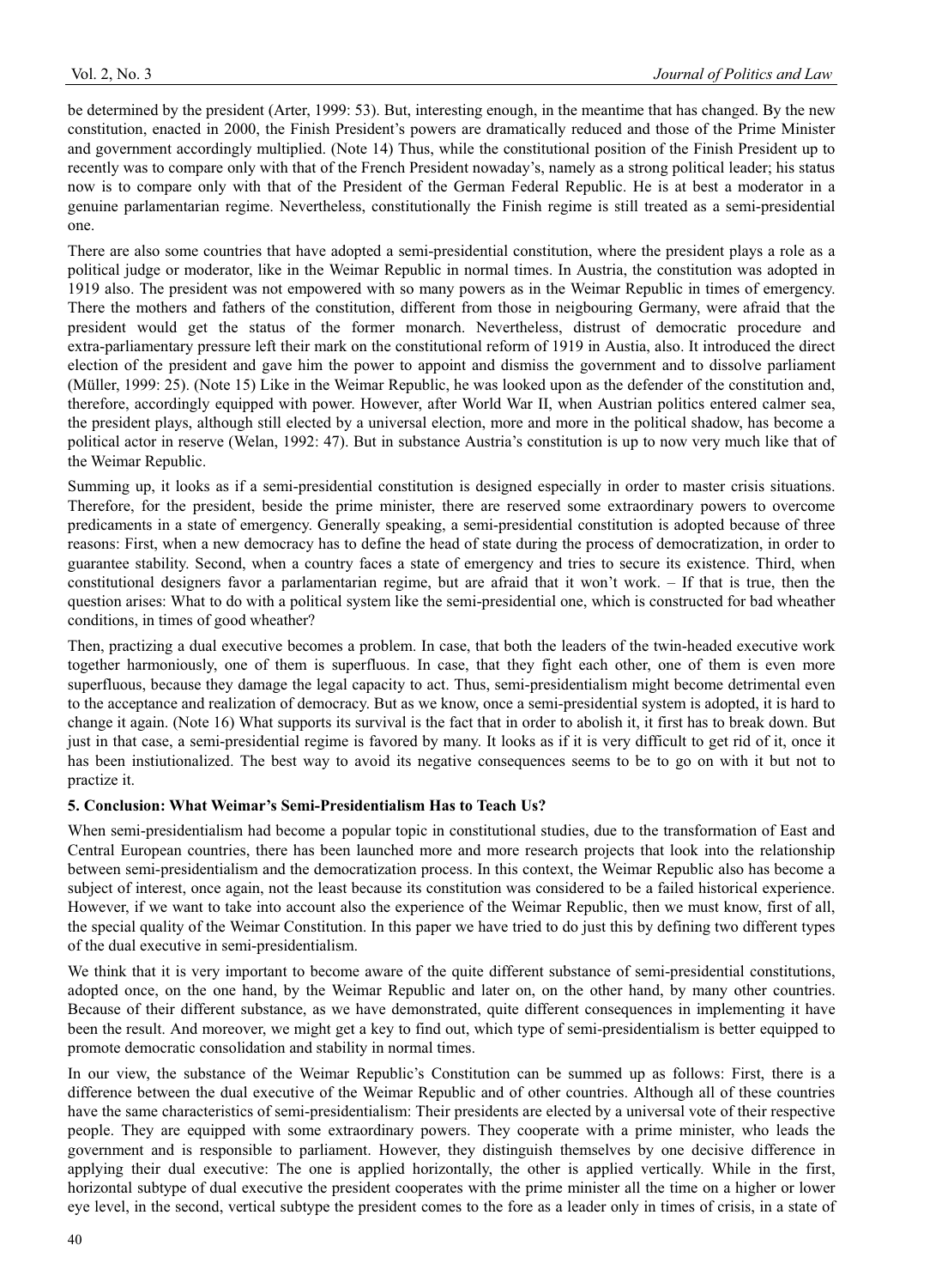be determined by the president (Arter, 1999: 53). But, interesting enough, in the meantime that has changed. By the new constitution, enacted in 2000, the Finish President's powers are dramatically reduced and those of the Prime Minister and government accordingly multiplied. (Note 14) Thus, while the constitutional position of the Finish President up to recently was to compare only with that of the French President nowaday's, namely as a strong political leader; his status now is to compare only with that of the President of the German Federal Republic. He is at best a moderator in a genuine parlamentarian regime. Nevertheless, constitutionally the Finish regime is still treated as a semi-presidential one.

There are also some countries that have adopted a semi-presidential constitution, where the president plays a role as a political judge or moderator, like in the Weimar Republic in normal times. In Austria, the constitution was adopted in 1919 also. The president was not empowered with so many powers as in the Weimar Republic in times of emergency. There the mothers and fathers of the constitution, different from those in neigbouring Germany, were afraid that the president would get the status of the former monarch. Nevertheless, distrust of democratic procedure and extra-parliamentary pressure left their mark on the constitutional reform of 1919 in Austia, also. It introduced the direct election of the president and gave him the power to appoint and dismiss the government and to dissolve parliament (Müller, 1999: 25). (Note 15) Like in the Weimar Republic, he was looked upon as the defender of the constitution and, therefore, accordingly equipped with power. However, after World War II, when Austrian politics entered calmer sea, the president plays, although still elected by a universal election, more and more in the political shadow, has become a political actor in reserve (Welan, 1992: 47). But in substance Austria's constitution is up to now very much like that of the Weimar Republic.

Summing up, it looks as if a semi-presidential constitution is designed especially in order to master crisis situations. Therefore, for the president, beside the prime minister, there are reserved some extraordinary powers to overcome predicaments in a state of emergency. Generally speaking, a semi-presidential constitution is adopted because of three reasons: First, when a new democracy has to define the head of state during the process of democratization, in order to guarantee stability. Second, when a country faces a state of emergency and tries to secure its existence. Third, when constitutional designers favor a parlamentarian regime, but are afraid that it won't work. – If that is true, then the question arises: What to do with a political system like the semi-presidential one, which is constructed for bad wheather conditions, in times of good wheather?

Then, practizing a dual executive becomes a problem. In case, that both the leaders of the twin-headed executive work together harmoniously, one of them is superfluous. In case, that they fight each other, one of them is even more superfluous, because they damage the legal capacity to act. Thus, semi-presidentialism might become detrimental even to the acceptance and realization of democracy. But as we know, once a semi-presidential system is adopted, it is hard to change it again. (Note 16) What supports its survival is the fact that in order to abolish it, it first has to break down. But just in that case, a semi-presidential regime is favored by many. It looks as if it is very difficult to get rid of it, once it has been instiutionalized. The best way to avoid its negative consequences seems to be to go on with it but not to practize it.

## 5. Conclusion: What Weimar's Semi-Presidentialism Has to Teach Us?

When semi-presidentialism had become a popular topic in constitutional studies, due to the transformation of East and Central European countries, there has been launched more and more research projects that look into the relationship between semi-presidentialism and the democratization process. In this context, the Weimar Republic also has become a subject of interest, once again, not the least because its constitution was considered to be a failed historical experience. However, if we want to take into account also the experience of the Weimar Republic, then we must know, first of all, the special quality of the Weimar Constitution. In this paper we have tried to do just this by defining two different types of the dual executive in semi-presidentialism.

We think that it is very important to become aware of the quite different substance of semi-presidential constitutions, adopted once, on the one hand, by the Weimar Republic and later on, on the other hand, by many other countries. Because of their different substance, as we have demonstrated, quite different consequences in implementing it have been the result. And moreover, we might get a key to find out, which type of semi-presidentialism is better equipped to promote democratic consolidation and stability in normal times.

In our view, the substance of the Weimar Republic's Constitution can be summed up as follows: First, there is a difference between the dual executive of the Weimar Republic and of other countries. Although all of these countries have the same characteristics of semi-presidentialism: Their presidents are elected by a universal vote of their respective people. They are equipped with some extraordinary powers. They cooperate with a prime minister, who leads the government and is responsible to parliament. However, they distinguish themselves by one decisive difference in applying their dual executive: The one is applied horizontally, the other is applied vertically. While in the first, horizontal subtype of dual executive the president cooperates with the prime minister all the time on a higher or lower eye level, in the second, vertical subtype the president comes to the fore as a leader only in times of crisis, in a state of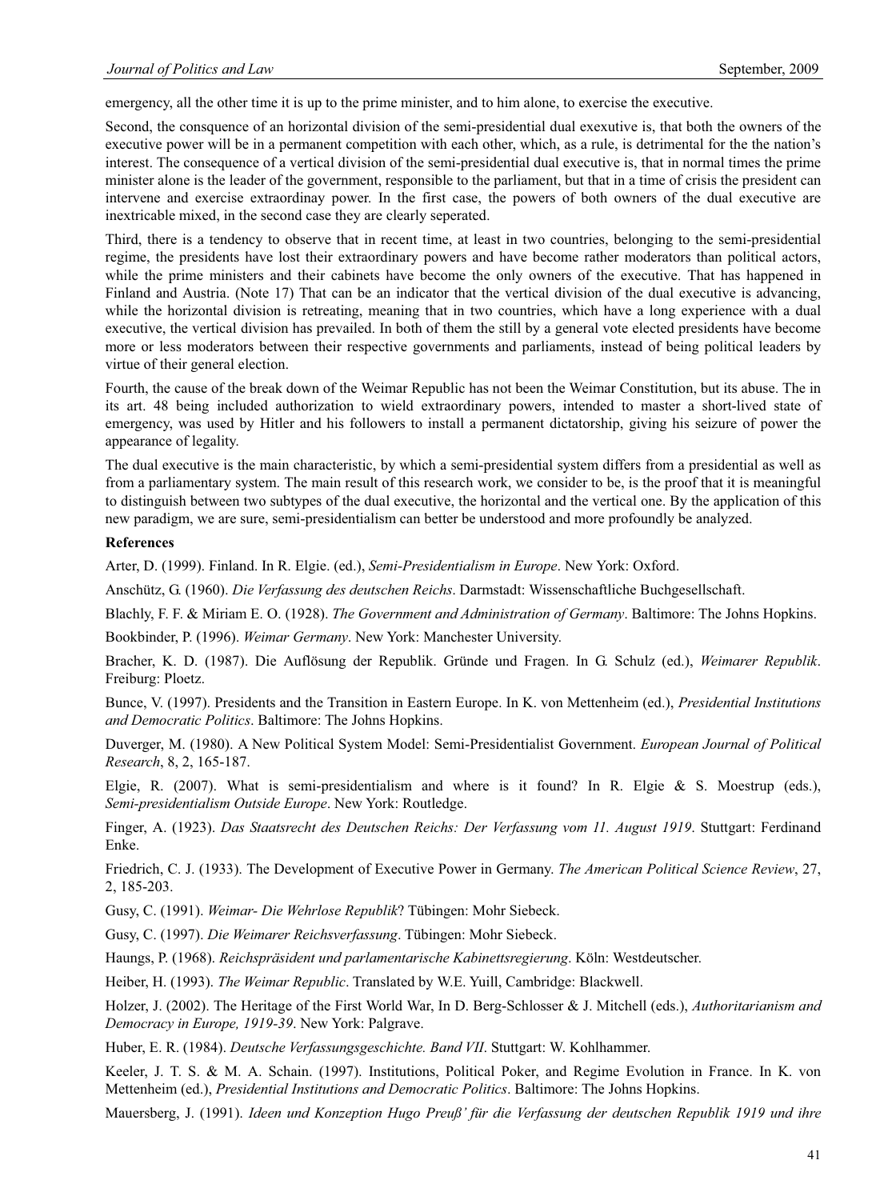emergency, all the other time it is up to the prime minister, and to him alone, to exercise the executive.

Second, the consquence of an horizontal division of the semi-presidential dual exexutive is, that both the owners of the executive power will be in a permanent competition with each other, which, as a rule, is detrimental for the the nation's interest. The consequence of a vertical division of the semi-presidential dual executive is, that in normal times the prime minister alone is the leader of the government, responsible to the parliament, but that in a time of crisis the president can intervene and exercise extraordinay power. In the first case, the powers of both owners of the dual executive are inextricable mixed, in the second case they are clearly seperated.

Third, there is a tendency to observe that in recent time, at least in two countries, belonging to the semi-presidential regime, the presidents have lost their extraordinary powers and have become rather moderators than political actors, while the prime ministers and their cabinets have become the only owners of the executive. That has happened in Finland and Austria. (Note 17) That can be an indicator that the vertical division of the dual executive is advancing, while the horizontal division is retreating, meaning that in two countries, which have a long experience with a dual executive, the vertical division has prevailed. In both of them the still by a general vote elected presidents have become more or less moderators between their respective governments and parliaments, instead of being political leaders by virtue of their general election.

Fourth, the cause of the break down of the Weimar Republic has not been the Weimar Constitution, but its abuse. The in its art. 48 being included authorization to wield extraordinary powers, intended to master a short-lived state of emergency, was used by Hitler and his followers to install a permanent dictatorship, giving his seizure of power the appearance of legality.

The dual executive is the main characteristic, by which a semi-presidential system differs from a presidential as well as from a parliamentary system. The main result of this research work, we consider to be, is the proof that it is meaningful to distinguish between two subtypes of the dual executive, the horizontal and the vertical one. By the application of this new paradigm, we are sure, semi-presidentialism can better be understood and more profoundly be analyzed.

**References**

Arter, D. (1999). Finland. In R. Elgie. (ed.), *Semi-Presidentialism in Europe*. New York: Oxford.

Anschütz, G. (1960). *Die Verfassung des deutschen Reichs*. Darmstadt: Wissenschaftliche Buchgesellschaft.

Blachly, F. F. & Miriam E. O. (1928). *The Government and Administration of Germany*. Baltimore: The Johns Hopkins.

Bookbinder, P. (1996). *Weimar Germany*. New York: Manchester University.

Bracher, K. D. (1987). Die Auflösung der Republik. Gründe und Fragen. In G. Schulz (ed.), *Weimarer Republik*. Freiburg: Ploetz.

Bunce, V. (1997). Presidents and the Transition in Eastern Europe. In K. von Mettenheim (ed.), *Presidential Institutions and Democratic Politics*. Baltimore: The Johns Hopkins.

Duverger, M. (1980). A New Political System Model: Semi-Presidentialist Government. *European Journal of Political Research*, 8, 2, 165-187.

Elgie, R. (2007). What is semi-presidentialism and where is it found? In R. Elgie & S. Moestrup (eds.), *Semi-presidentialism Outside Europe*. New York: Routledge.

Finger, A. (1923). *Das Staatsrecht des Deutschen Reichs: Der Verfassung vom 11. August 1919*. Stuttgart: Ferdinand Enke.

Friedrich, C. J. (1933). The Development of Executive Power in Germany. *The American Political Science Review*, 27, 2, 185-203.

Gusy, C. (1991). *Weimar- Die Wehrlose Republik*? Tübingen: Mohr Siebeck.

Gusy, C. (1997). *Die Weimarer Reichsverfassung*. Tübingen: Mohr Siebeck.

Haungs, P. (1968). *Reichspräsident und parlamentarische Kabinettsregierung*. Köln: Westdeutscher.

Heiber, H. (1993). *The Weimar Republic*. Translated by W.E. Yuill, Cambridge: Blackwell.

Holzer, J. (2002). The Heritage of the First World War, In D. Berg-Schlosser & J. Mitchell (eds.), *Authoritarianism and Democracy in Europe, 1919-39*. New York: Palgrave.

Huber, E. R. (1984). *Deutsche Verfassungsgeschichte. Band VII*. Stuttgart: W. Kohlhammer.

Keeler, J. T. S. & M. A. Schain. (1997). Institutions, Political Poker, and Regime Evolution in France. In K. von Mettenheim (ed.), *Presidential Institutions and Democratic Politics*. Baltimore: The Johns Hopkins.

Mauersberg, J. (1991). *Ideen und Konzeption Hugo Preuß' für die Verfassung der deutschen Republik 1919 und ihre*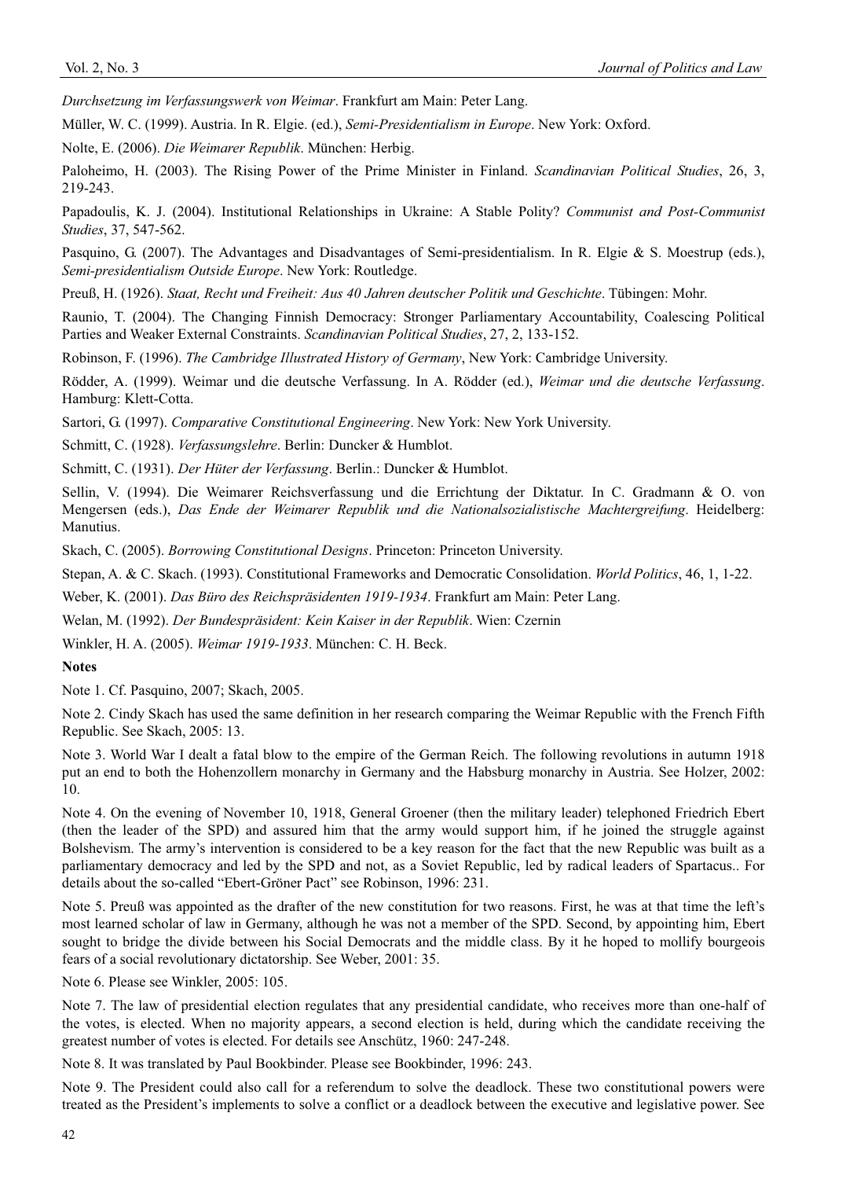*Durchsetzung im Verfassungswerk von Weimar*. Frankfurt am Main: Peter Lang.

Müller, W. C. (1999). Austria. In R. Elgie. (ed.), *Semi-Presidentialism in Europe*. New York: Oxford.

Nolte, E. (2006). *Die Weimarer Republik*. München: Herbig.

Paloheimo, H. (2003). The Rising Power of the Prime Minister in Finland. *Scandinavian Political Studies*, 26, 3, 219-243.

Papadoulis, K. J. (2004). Institutional Relationships in Ukraine: A Stable Polity? *Communist and Post-Communist Studies*, 37, 547-562.

Pasquino, G. (2007). The Advantages and Disadvantages of Semi-presidentialism. In R. Elgie & S. Moestrup (eds.), *Semi-presidentialism Outside Europe*. New York: Routledge.

Preuß, H. (1926). *Staat, Recht und Freiheit: Aus 40 Jahren deutscher Politik und Geschichte*. Tübingen: Mohr.

Raunio, T. (2004). The Changing Finnish Democracy: Stronger Parliamentary Accountability, Coalescing Political Parties and Weaker External Constraints. *Scandinavian Political Studies*, 27, 2, 133-152.

Robinson, F. (1996). *The Cambridge Illustrated History of Germany*, New York: Cambridge University.

Rödder, A. (1999). Weimar und die deutsche Verfassung. In A. Rödder (ed.), *Weimar und die deutsche Verfassung*. Hamburg: Klett-Cotta.

Sartori, G. (1997). *Comparative Constitutional Engineering*. New York: New York University.

Schmitt, C. (1928). *Verfassungslehre*. Berlin: Duncker & Humblot.

Schmitt, C. (1931). *Der Hüter der Verfassung*. Berlin.: Duncker & Humblot.

Sellin, V. (1994). Die Weimarer Reichsverfassung und die Errichtung der Diktatur. In C. Gradmann & O. von Mengersen (eds.), *Das Ende der Weimarer Republik und die Nationalsozialistische Machtergreifung*. Heidelberg: Manutius.

Skach, C. (2005). *Borrowing Constitutional Designs*. Princeton: Princeton University.

Stepan, A. & C. Skach. (1993). Constitutional Frameworks and Democratic Consolidation. *World Politics*, 46, 1, 1-22.

Weber, K. (2001). *Das Büro des Reichspräsidenten 1919-1934*. Frankfurt am Main: Peter Lang.

Welan, M. (1992). *Der Bundespräsident: Kein Kaiser in der Republik*. Wien: Czernin

Winkler, H. A. (2005). *Weimar 1919-1933*. München: C. H. Beck.

**Notes**

Note 1. Cf. Pasquino, 2007; Skach, 2005.

Note 2. Cindy Skach has used the same definition in her research comparing the Weimar Republic with the French Fifth Republic. See Skach, 2005: 13.

Note 3. World War I dealt a fatal blow to the empire of the German Reich. The following revolutions in autumn 1918 put an end to both the Hohenzollern monarchy in Germany and the Habsburg monarchy in Austria. See Holzer, 2002: 10.

Note 4. On the evening of November 10, 1918, General Groener (then the military leader) telephoned Friedrich Ebert (then the leader of the SPD) and assured him that the army would support him, if he joined the struggle against Bolshevism. The army's intervention is considered to be a key reason for the fact that the new Republic was built as a parliamentary democracy and led by the SPD and not, as a Soviet Republic, led by radical leaders of Spartacus.. For details about the so-called "Ebert-Gröner Pact" see Robinson, 1996: 231.

Note 5. Preuß was appointed as the drafter of the new constitution for two reasons. First, he was at that time the left's most learned scholar of law in Germany, although he was not a member of the SPD. Second, by appointing him, Ebert sought to bridge the divide between his Social Democrats and the middle class. By it he hoped to mollify bourgeois fears of a social revolutionary dictatorship. See Weber, 2001: 35.

Note 6. Please see Winkler, 2005: 105.

Note 7. The law of presidential election regulates that any presidential candidate, who receives more than one-half of the votes, is elected. When no majority appears, a second election is held, during which the candidate receiving the greatest number of votes is elected. For details see Anschütz, 1960: 247-248.

Note 8. It was translated by Paul Bookbinder. Please see Bookbinder, 1996: 243.

Note 9. The President could also call for a referendum to solve the deadlock. These two constitutional powers were treated as the President's implements to solve a conflict or a deadlock between the executive and legislative power. See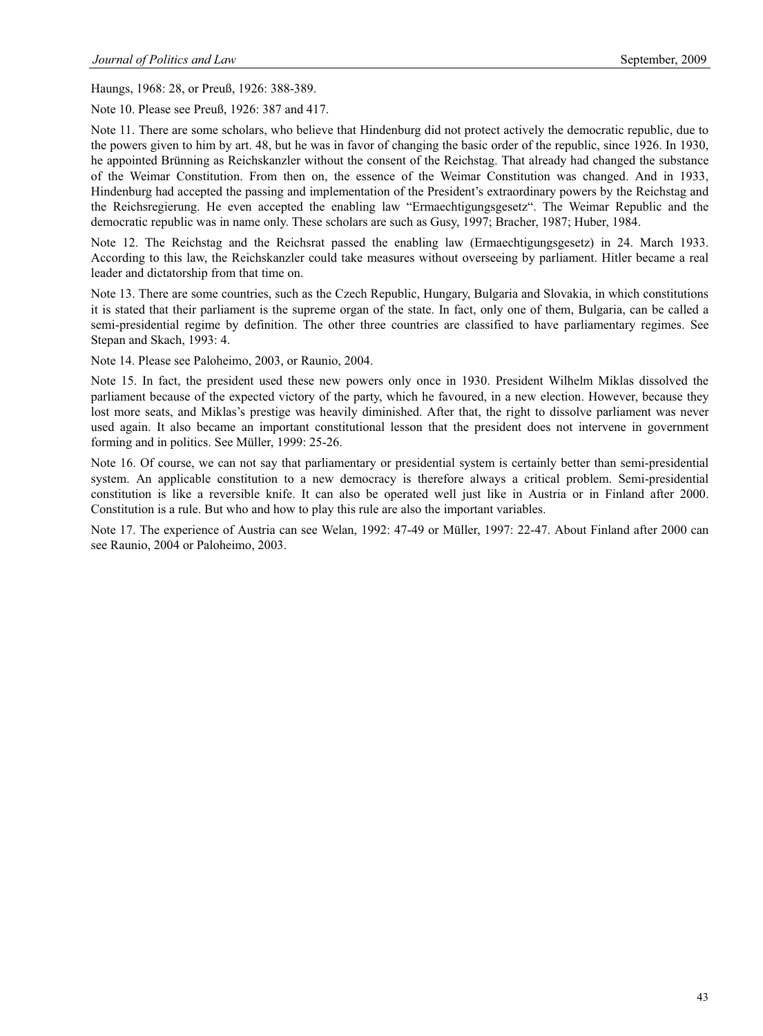Haungs, 1968: 28, or Preuß, 1926: 388-389.

Note 10. Please see Preuß, 1926: 387 and 417.

Note 11. There are some scholars, who believe that Hindenburg did not protect actively the democratic republic, due to the powers given to him by art. 48, but he was in favor of changing the basic order of the republic, since 1926. In 1930, he appointed Brünning as Reichskanzler without the consent of the Reichstag. That already had changed the substance of the Weimar Constitution. From then on, the essence of the Weimar Constitution was changed. And in 1933, Hindenburg had accepted the passing and implementation of the President's extraordinary powers by the Reichstag and the Reichsregierung. He even accepted the enabling law "Ermaechtigungsgesetz". The Weimar Republic and the democratic republic was in name only. These scholars are such as Gusy, 1997; Bracher, 1987; Huber, 1984.

Note 12. The Reichstag and the Reichsrat passed the enabling law (Ermaechtigungsgesetz) in 24. March 1933. According to this law, the Reichskanzler could take measures without overseeing by parliament. Hitler became a real leader and dictatorship from that time on.

Note 13. There are some countries, such as the Czech Republic, Hungary, Bulgaria and Slovakia, in which constitutions it is stated that their parliament is the supreme organ of the state. In fact, only one of them, Bulgaria, can be called a semi-presidential regime by definition. The other three countries are classified to have parliamentary regimes. See Stepan and Skach, 1993: 4.

Note 14. Please see Paloheimo, 2003, or Raunio, 2004.

Note 15. In fact, the president used these new powers only once in 1930. President Wilhelm Miklas dissolved the parliament because of the expected victory of the party, which he favoured, in a new election. However, because they lost more seats, and Miklas's prestige was heavily diminished. After that, the right to dissolve parliament was never used again. It also became an important constitutional lesson that the president does not intervene in government forming and in politics. See Müller, 1999: 25-26.

Note 16. Of course, we can not say that parliamentary or presidential system is certainly better than semi-presidential system. An applicable constitution to a new democracy is therefore always a critical problem. Semi-presidential constitution is like a reversible knife. It can also be operated well just like in Austria or in Finland after 2000. Constitution is a rule. But who and how to play this rule are also the important variables.

Note 17. The experience of Austria can see Welan, 1992: 47-49 or Müller, 1997: 22-47. About Finland after 2000 can see Raunio, 2004 or Paloheimo, 2003.